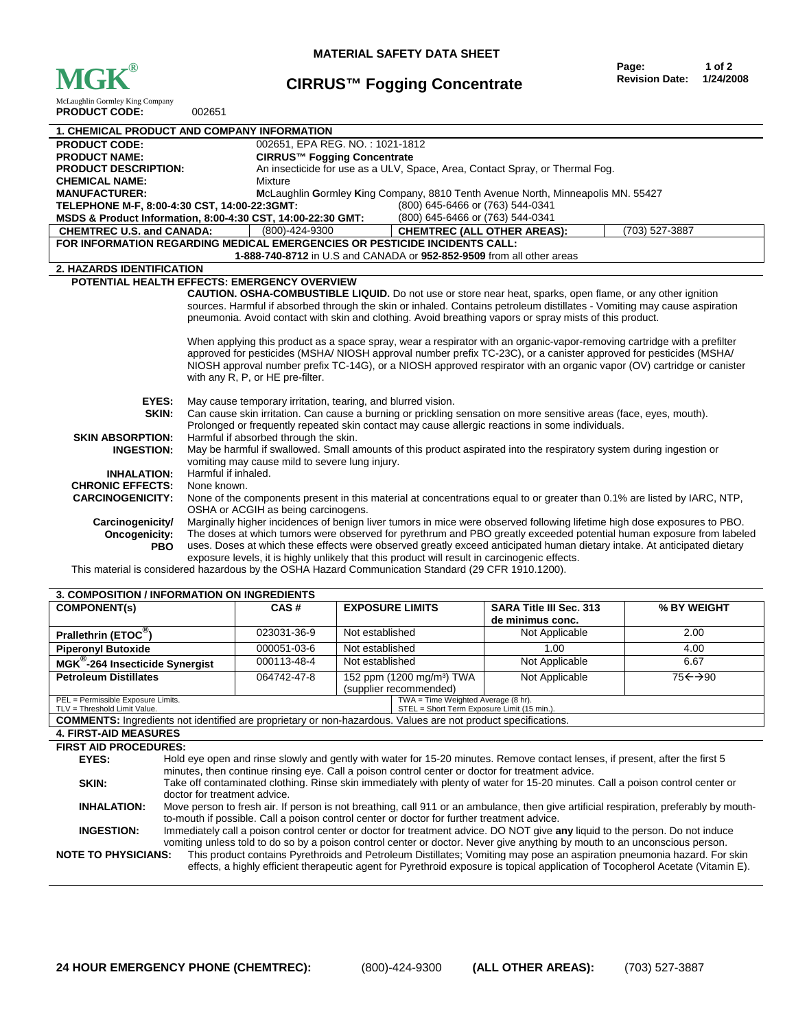**MATERIAL SAFETY DATA SHEET**

**MGK®**
McLaughlin Gormley King Company

# CIRRUS™ Fogging Concentrate

**Page:** 1 of 2
**Revision Date:** 1/24/2008

**PRODUCT CODE:** 002651

## 1. CHEMICAL PRODUCT AND COMPANY INFORMATION

| | |
|---|---|
| **PRODUCT CODE:** | 002651, EPA REG. NO. : 1021-1812 |
| **PRODUCT NAME:** | **CIRRUS™ Fogging Concentrate** |
| **PRODUCT DESCRIPTION:** | An insecticide for use as a ULV, Space, Area, Contact Spray, or Thermal Fog. |
| **CHEMICAL NAME:** | Mixture |
| **MANUFACTURER:** | **M**cLaughlin **G**ormley **K**ing Company, 8810 Tenth Avenue North, Minneapolis MN. 55427 |
| **TELEPHONE M-F, 8:00-4:30 CST, 14:00-22:3GMT:** | (800) 645-6466 or (763) 544-0341 |
| **MSDS & Product Information, 8:00-4:30 CST, 14:00-22:30 GMT:** | (800) 645-6466 or (763) 544-0341 |
| **CHEMTREC U.S. and CANADA:** | (800)-424-9300 |
| **CHEMTREC (ALL OTHER AREAS):** | (703) 527-3887 |

**FOR INFORMATION REGARDING MEDICAL EMERGENCIES OR PESTICIDE INCIDENTS CALL:**
**1-888-740-8712** in U.S and CANADA or **952-852-9509** from all other areas

## 2. HAZARDS IDENTIFICATION

**POTENTIAL HEALTH EFFECTS: EMERGENCY OVERVIEW**

**CAUTION. OSHA-COMBUSTIBLE LIQUID.** Do not use or store near heat, sparks, open flame, or any other ignition sources. Harmful if absorbed through the skin or inhaled. Contains petroleum distillates - Vomiting may cause aspiration pneumonia. Avoid contact with skin and clothing. Avoid breathing vapors or spray mists of this product.

When applying this product as a space spray, wear a respirator with an organic-vapor-removing cartridge with a prefilter approved for pesticides (MSHA/ NIOSH approval number prefix TC-23C), or a canister approved for pesticides (MSHA/ NIOSH approval number prefix TC-14G), or a NIOSH approved respirator with an organic vapor (OV) cartridge or canister with any R, P, or HE pre-filter.

**EYES:** May cause temporary irritation, tearing, and blurred vision.

**SKIN:** Can cause skin irritation. Can cause a burning or prickling sensation on more sensitive areas (face, eyes, mouth). Prolonged or frequently repeated skin contact may cause allergic reactions in some individuals.

**SKIN ABSORPTION:** Harmful if absorbed through the skin.

**INGESTION:** May be harmful if swallowed. Small amounts of this product aspirated into the respiratory system during ingestion or vomiting may cause mild to severe lung injury.

**INHALATION:** Harmful if inhaled.

**CHRONIC EFFECTS:** None known.

**CARCINOGENICITY:** None of the components present in this material at concentrations equal to or greater than 0.1% are listed by IARC, NTP, OSHA or ACGIH as being carcinogens.

**Carcinogenicity/ Oncogenicity: PBO** Marginally higher incidences of benign liver tumors in mice were observed following lifetime high dose exposures to PBO. The doses at which tumors were observed for pyrethrum and PBO greatly exceeded potential human exposure from labeled uses. Doses at which these effects were observed greatly exceed anticipated human dietary intake. At anticipated dietary exposure levels, it is highly unlikely that this product will result in carcinogenic effects.

This material is considered hazardous by the OSHA Hazard Communication Standard (29 CFR 1910.1200).

## 3. COMPOSITION / INFORMATION ON INGREDIENTS

| COMPONENT(s) | CAS # | EXPOSURE LIMITS | SARA Title III Sec. 313 de minimus conc. | % BY WEIGHT |
|---|---|---|---|---|
| **Prallethrin (ETOC®)** | 023031-36-9 | Not established | Not Applicable | 2.00 |
| **Piperonyl Butoxide** | 000051-03-6 | Not established | 1.00 | 4.00 |
| **MGK®-264 Insecticide Synergist** | 000113-48-4 | Not established | Not Applicable | 6.67 |
| **Petroleum Distillates** | 064742-47-8 | 152 ppm (1200 mg/m³) TWA (supplier recommended) | Not Applicable | 75←→90 |

PEL = Permissible Exposure Limits.
TLV = Threshold Limit Value.
TWA = Time Weighted Average (8 hr).
STEL = Short Term Exposure Limit (15 min.).

**COMMENTS:** Ingredients not identified are proprietary or non-hazardous. Values are not product specifications.

## 4. FIRST-AID MEASURES

**FIRST AID PROCEDURES:**

**EYES:** Hold eye open and rinse slowly and gently with water for 15-20 minutes. Remove contact lenses, if present, after the first 5 minutes, then continue rinsing eye. Call a poison control center or doctor for treatment advice.

**SKIN:** Take off contaminated clothing. Rinse skin immediately with plenty of water for 15-20 minutes. Call a poison control center or doctor for treatment advice.

**INHALATION:** Move person to fresh air. If person is not breathing, call 911 or an ambulance, then give artificial respiration, preferably by mouth-to-mouth if possible. Call a poison control center or doctor for further treatment advice.

**INGESTION:** Immediately call a poison control center or doctor for treatment advice. DO NOT give **any** liquid to the person. Do not induce vomiting unless told to do so by a poison control center or doctor. Never give anything by mouth to an unconscious person.

**NOTE TO PHYSICIANS:** This product contains Pyrethroids and Petroleum Distillates; Vomiting may pose an aspiration pneumonia hazard. For skin effects, a highly efficient therapeutic agent for Pyrethroid exposure is topical application of Tocopherol Acetate (Vitamin E).

**24 HOUR EMERGENCY PHONE (CHEMTREC):** (800)-424-9300 **(ALL OTHER AREAS):** (703) 527-3887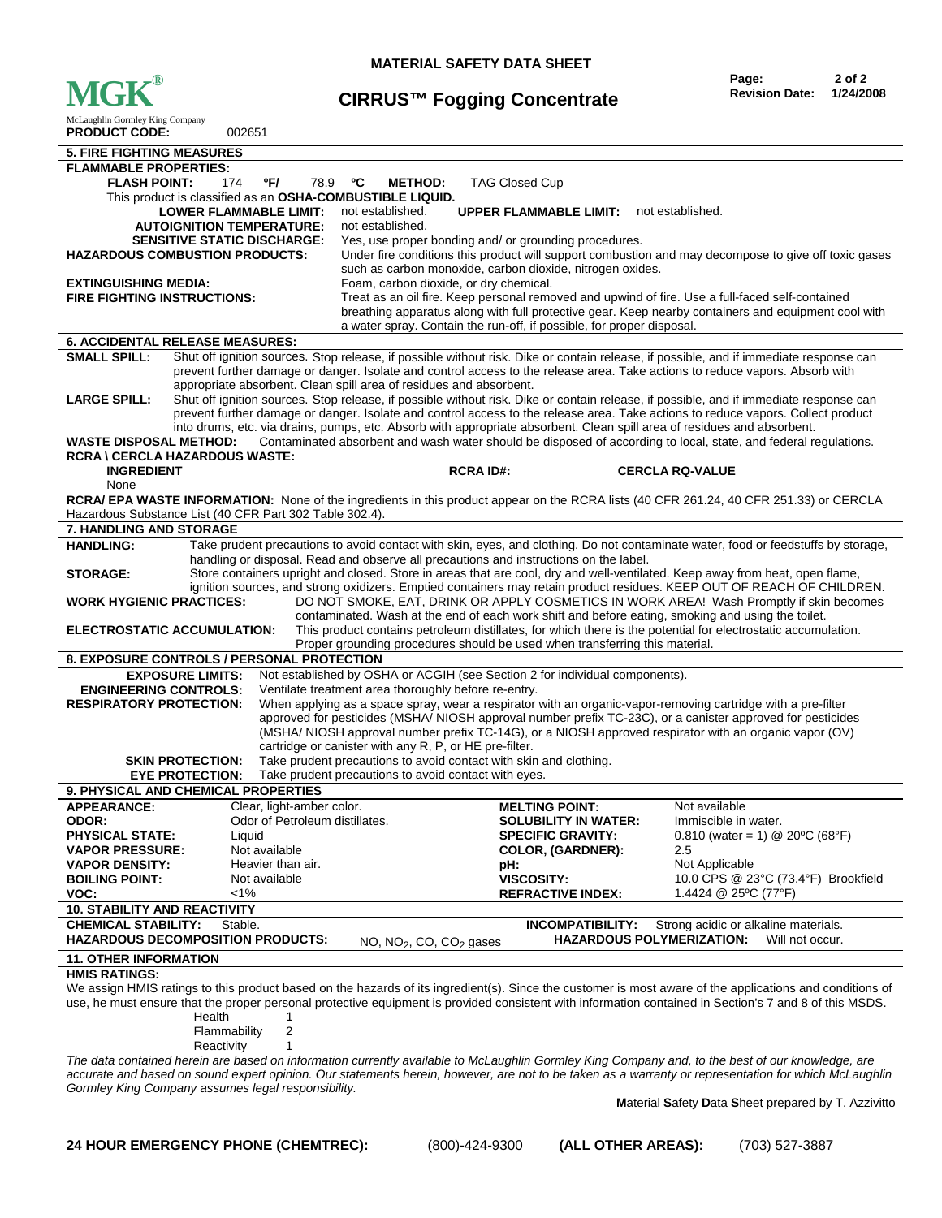# MATERIAL SAFETY DATA SHEET

**MGK®**
McLaughlin Gormley King Company

## CIRRUS™ Fogging Concentrate

**PRODUCT CODE:** 002651

**Revision Date:** 1/24/2008

## 5. FIRE FIGHTING MEASURES

**FLAMMABLE PROPERTIES:**

**FLASH POINT:** 174 **ºF/** 78.9 **ºC** **METHOD:** TAG Closed Cup

This product is classified as an **OSHA-COMBUSTIBLE LIQUID.**

**LOWER FLAMMABLE LIMIT:** not established. **UPPER FLAMMABLE LIMIT:** not established.

**AUTOIGNITION TEMPERATURE:** not established.

**SENSITIVE STATIC DISCHARGE:** Yes, use proper bonding and/ or grounding procedures.

**HAZARDOUS COMBUSTION PRODUCTS:** Under fire conditions this product will support combustion and may decompose to give off toxic gases such as carbon monoxide, carbon dioxide, nitrogen oxides.

**EXTINGUISHING MEDIA:** Foam, carbon dioxide, or dry chemical.

**FIRE FIGHTING INSTRUCTIONS:** Treat as an oil fire. Keep personal removed and upwind of fire. Use a full-faced self-contained breathing apparatus along with full protective gear. Keep nearby containers and equipment cool with a water spray. Contain the run-off, if possible, for proper disposal.

## 6. ACCIDENTAL RELEASE MEASURES:

**SMALL SPILL:** Shut off ignition sources. Stop release, if possible without risk. Dike or contain release, if possible, and if immediate response can prevent further damage or danger. Isolate and control access to the release area. Take actions to reduce vapors. Absorb with appropriate absorbent. Clean spill area of residues and absorbent.

**LARGE SPILL:** Shut off ignition sources. Stop release, if possible without risk. Dike or contain release, if possible, and if immediate response can prevent further damage or danger. Isolate and control access to the release area. Take actions to reduce vapors. Collect product into drums, etc. via drains, pumps, etc. Absorb with appropriate absorbent. Clean spill area of residues and absorbent.

**WASTE DISPOSAL METHOD:** Contaminated absorbent and wash water should be disposed of according to local, state, and federal regulations.

**RCRA \ CERCLA HAZARDOUS WASTE:**

| INGREDIENT | RCRA ID#: | CERCLA RQ-VALUE |
|---|---|---|
| None | | |

**RCRA/ EPA WASTE INFORMATION:** None of the ingredients in this product appear on the RCRA lists (40 CFR 261.24, 40 CFR 251.33) or CERCLA Hazardous Substance List (40 CFR Part 302 Table 302.4).

## 7. HANDLING AND STORAGE

**HANDLING:** Take prudent precautions to avoid contact with skin, eyes, and clothing. Do not contaminate water, food or feedstuffs by storage, handling or disposal. Read and observe all precautions and instructions on the label.

**STORAGE:** Store containers upright and closed. Store in areas that are cool, dry and well-ventilated. Keep away from heat, open flame, ignition sources, and strong oxidizers. Emptied containers may retain product residues. KEEP OUT OF REACH OF CHILDREN.

**WORK HYGIENIC PRACTICES:** DO NOT SMOKE, EAT, DRINK OR APPLY COSMETICS IN WORK AREA! Wash Promptly if skin becomes contaminated. Wash at the end of each work shift and before eating, smoking and using the toilet.

**ELECTROSTATIC ACCUMULATION:** This product contains petroleum distillates, for which there is the potential for electrostatic accumulation. Proper grounding procedures should be used when transferring this material.

## 8. EXPOSURE CONTROLS / PERSONAL PROTECTION

**EXPOSURE LIMITS:** Not established by OSHA or ACGIH (see Section 2 for individual components).

**ENGINEERING CONTROLS:** Ventilate treatment area thoroughly before re-entry.

**RESPIRATORY PROTECTION:** When applying as a space spray, wear a respirator with an organic-vapor-removing cartridge with a pre-filter approved for pesticides (MSHA/ NIOSH approval number prefix TC-23C), or a canister approved for pesticides (MSHA/ NIOSH approval number prefix TC-14G), or a NIOSH approved respirator with an organic vapor (OV) cartridge or canister with any R, P, or HE pre-filter.

**SKIN PROTECTION:** Take prudent precautions to avoid contact with skin and clothing.

**EYE PROTECTION:** Take prudent precautions to avoid contact with eyes.

## 9. PHYSICAL AND CHEMICAL PROPERTIES

| | | | |
|---|---|---|---|
| **APPEARANCE:** | Clear, light-amber color. | **MELTING POINT:** | Not available |
| **ODOR:** | Odor of Petroleum distillates. | **SOLUBILITY IN WATER:** | Immiscible in water. |
| **PHYSICAL STATE:** | Liquid | **SPECIFIC GRAVITY:** | 0.810 (water = 1) @ 20ºC (68°F) |
| **VAPOR PRESSURE:** | Not available | **COLOR, (GARDNER):** | 2.5 |
| **VAPOR DENSITY:** | Heavier than air. | **pH:** | Not Applicable |
| **BOILING POINT:** | Not available | **VISCOSITY:** | 10.0 CPS @ 23°C (73.4°F) Brookfield |
| **VOC:** | <1% | **REFRACTIVE INDEX:** | 1.4424 @ 25ºC (77°F) |

## 10. STABILITY AND REACTIVITY

**CHEMICAL STABILITY:** Stable. **INCOMPATIBILITY:** Strong acidic or alkaline materials.

**HAZARDOUS DECOMPOSITION PRODUCTS:** NO, $NO_2$, CO, $CO_2$ gases **HAZARDOUS POLYMERIZATION:** Will not occur.

## 11. OTHER INFORMATION

**HMIS RATINGS:**

We assign HMIS ratings to this product based on the hazards of its ingredient(s). Since the customer is most aware of the applications and conditions of use, he must ensure that the proper personal protective equipment is provided consistent with information contained in Section's 7 and 8 of this MSDS.

| | |
|---|---|
| Health | 1 |
| Flammability | 2 |
| Reactivity | 1 |

*The data contained herein are based on information currently available to McLaughlin Gormley King Company and, to the best of our knowledge, are accurate and based on sound expert opinion. Our statements herein, however, are not to be taken as a warranty or representation for which McLaughlin Gormley King Company assumes legal responsibility.*

**M**aterial **S**afety **D**ata **S**heet prepared by T. Azzivitto

**24 HOUR EMERGENCY PHONE (CHEMTREC):** (800)-424-9300 **(ALL OTHER AREAS):** (703) 527-3887